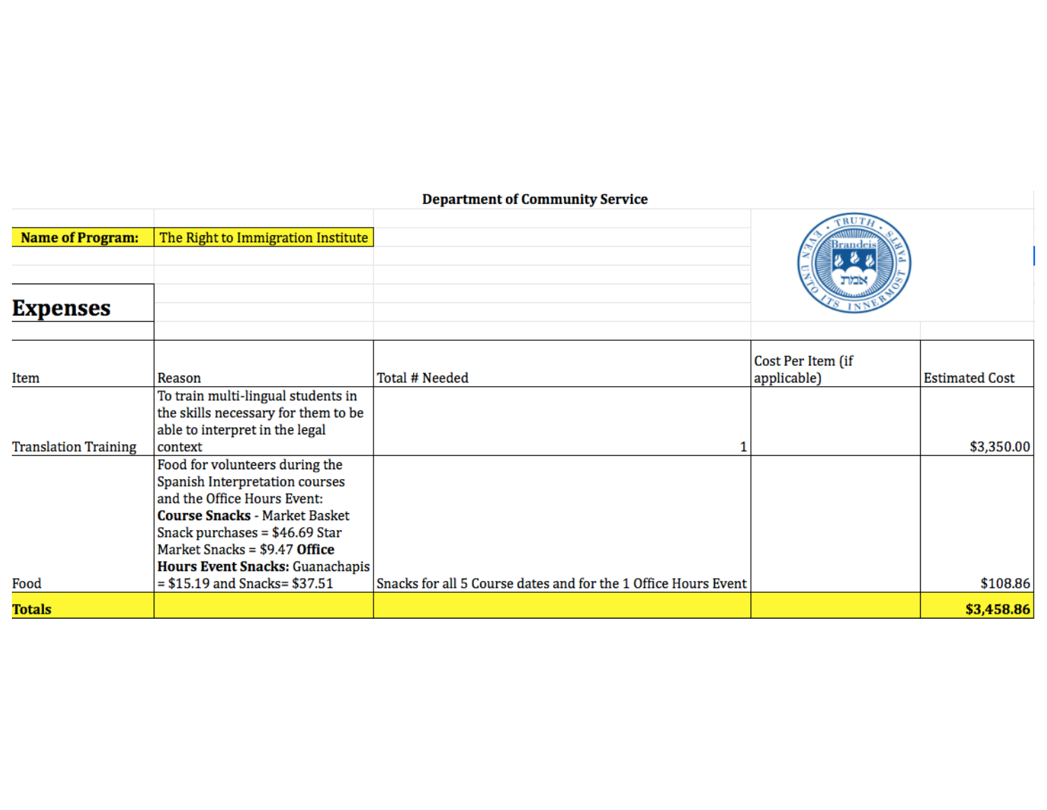**Department of Community Service**

**Name of Program:** The Right to Immigration Institute

# Expenses

| Item | Reason | Total # Needed | Cost Per Item (if applicable) | Estimated Cost |
|---|---|---|---|---|
| Translation Training | To train multi-lingual students in the skills necessary for them to be able to interpret in the legal context | 1 | | $3,350.00 |
| Food | Food for volunteers during the Spanish Interpretation courses and the Office Hours Event: **Course Snacks** - Market Basket Snack purchases = $46.69 Star Market Snacks = $9.47 **Office Hours Event Snacks:** Guanachapis = $15.19 and Snacks= $37.51 | Snacks for all 5 Course dates and for the 1 Office Hours Event | | $108.86 |
| **Totals** | | | | **$3,458.86** |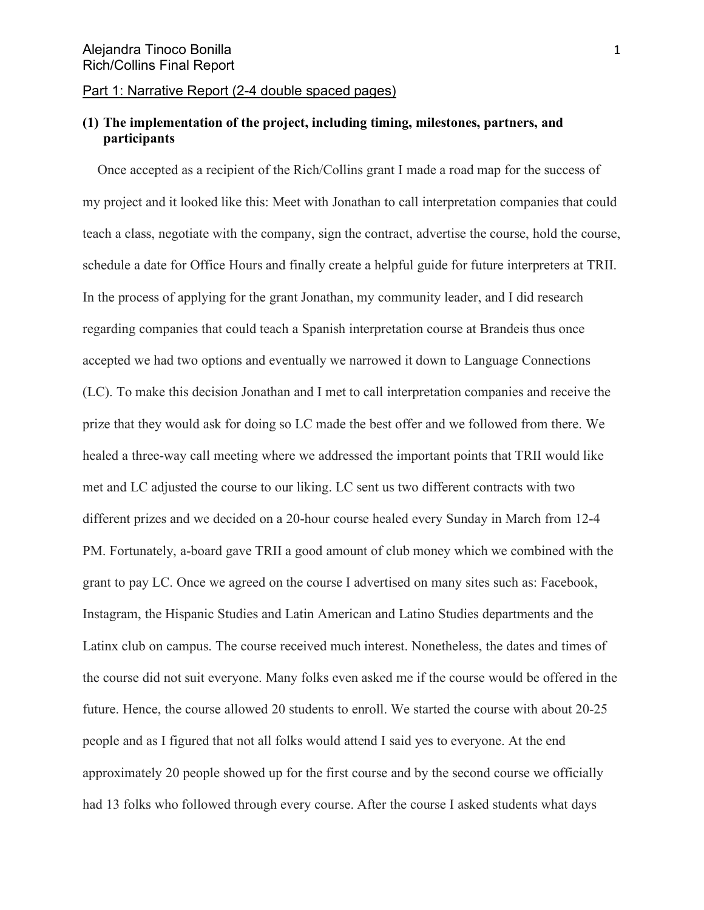Alejandra Tinoco Bonilla
Rich/Collins Final Report

Part 1: Narrative Report (2-4 double spaced pages)

**(1) The implementation of the project, including timing, milestones, partners, and participants**

Once accepted as a recipient of the Rich/Collins grant I made a road map for the success of my project and it looked like this: Meet with Jonathan to call interpretation companies that could teach a class, negotiate with the company, sign the contract, advertise the course, hold the course, schedule a date for Office Hours and finally create a helpful guide for future interpreters at TRII. In the process of applying for the grant Jonathan, my community leader, and I did research regarding companies that could teach a Spanish interpretation course at Brandeis thus once accepted we had two options and eventually we narrowed it down to Language Connections (LC). To make this decision Jonathan and I met to call interpretation companies and receive the prize that they would ask for doing so LC made the best offer and we followed from there. We healed a three-way call meeting where we addressed the important points that TRII would like met and LC adjusted the course to our liking. LC sent us two different contracts with two different prizes and we decided on a 20-hour course healed every Sunday in March from 12-4 PM. Fortunately, a-board gave TRII a good amount of club money which we combined with the grant to pay LC. Once we agreed on the course I advertised on many sites such as: Facebook, Instagram, the Hispanic Studies and Latin American and Latino Studies departments and the Latinx club on campus. The course received much interest. Nonetheless, the dates and times of the course did not suit everyone. Many folks even asked me if the course would be offered in the future. Hence, the course allowed 20 students to enroll. We started the course with about 20-25 people and as I figured that not all folks would attend I said yes to everyone. At the end approximately 20 people showed up for the first course and by the second course we officially had 13 folks who followed through every course. After the course I asked students what days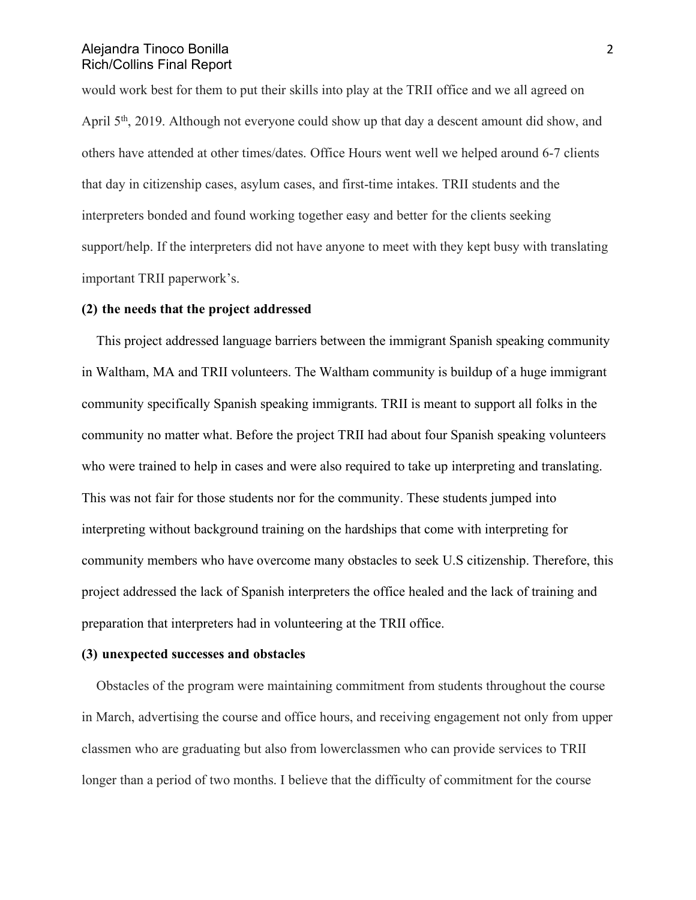would work best for them to put their skills into play at the TRII office and we all agreed on April 5th, 2019. Although not everyone could show up that day a descent amount did show, and others have attended at other times/dates. Office Hours went well we helped around 6-7 clients that day in citizenship cases, asylum cases, and first-time intakes. TRII students and the interpreters bonded and found working together easy and better for the clients seeking support/help. If the interpreters did not have anyone to meet with they kept busy with translating important TRII paperwork's.

**(2) the needs that the project addressed**

This project addressed language barriers between the immigrant Spanish speaking community in Waltham, MA and TRII volunteers. The Waltham community is buildup of a huge immigrant community specifically Spanish speaking immigrants. TRII is meant to support all folks in the community no matter what. Before the project TRII had about four Spanish speaking volunteers who were trained to help in cases and were also required to take up interpreting and translating. This was not fair for those students nor for the community. These students jumped into interpreting without background training on the hardships that come with interpreting for community members who have overcome many obstacles to seek U.S citizenship. Therefore, this project addressed the lack of Spanish interpreters the office healed and the lack of training and preparation that interpreters had in volunteering at the TRII office.

**(3) unexpected successes and obstacles**

Obstacles of the program were maintaining commitment from students throughout the course in March, advertising the course and office hours, and receiving engagement not only from upper classmen who are graduating but also from lowerclassmen who can provide services to TRII longer than a period of two months. I believe that the difficulty of commitment for the course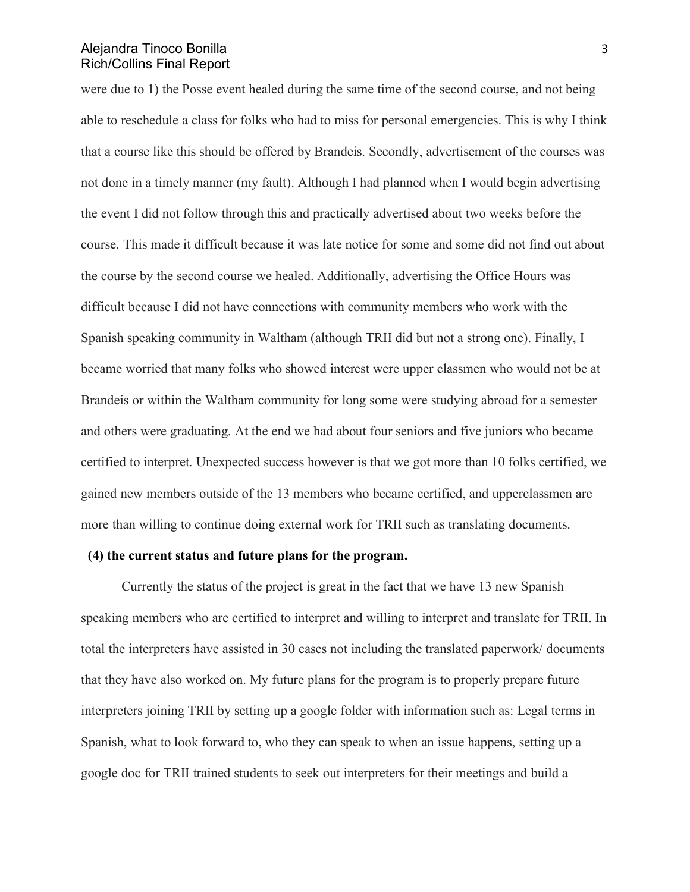were due to 1) the Posse event healed during the same time of the second course, and not being able to reschedule a class for folks who had to miss for personal emergencies. This is why I think that a course like this should be offered by Brandeis. Secondly, advertisement of the courses was not done in a timely manner (my fault). Although I had planned when I would begin advertising the event I did not follow through this and practically advertised about two weeks before the course. This made it difficult because it was late notice for some and some did not find out about the course by the second course we healed. Additionally, advertising the Office Hours was difficult because I did not have connections with community members who work with the Spanish speaking community in Waltham (although TRII did but not a strong one). Finally, I became worried that many folks who showed interest were upper classmen who would not be at Brandeis or within the Waltham community for long some were studying abroad for a semester and others were graduating. At the end we had about four seniors and five juniors who became certified to interpret. Unexpected success however is that we got more than 10 folks certified, we gained new members outside of the 13 members who became certified, and upperclassmen are more than willing to continue doing external work for TRII such as translating documents.

**(4) the current status and future plans for the program.**

Currently the status of the project is great in the fact that we have 13 new Spanish speaking members who are certified to interpret and willing to interpret and translate for TRII. In total the interpreters have assisted in 30 cases not including the translated paperwork/ documents that they have also worked on. My future plans for the program is to properly prepare future interpreters joining TRII by setting up a google folder with information such as: Legal terms in Spanish, what to look forward to, who they can speak to when an issue happens, setting up a google doc for TRII trained students to seek out interpreters for their meetings and build a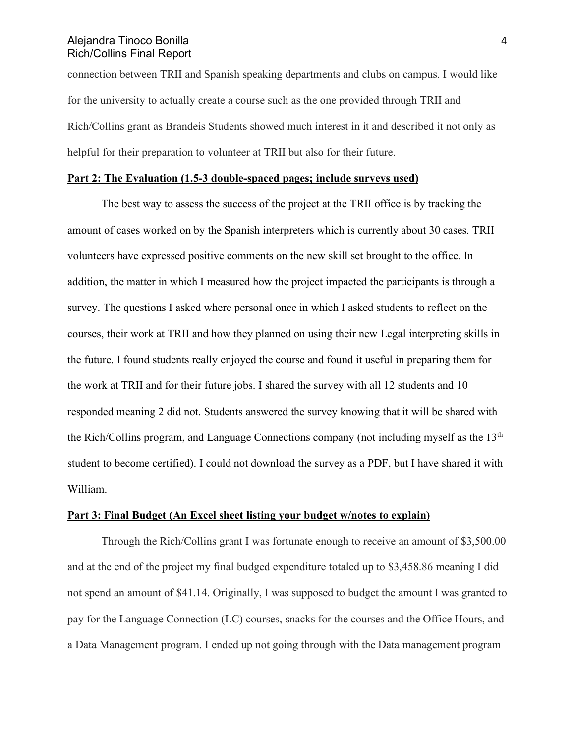connection between TRII and Spanish speaking departments and clubs on campus. I would like for the university to actually create a course such as the one provided through TRII and Rich/Collins grant as Brandeis Students showed much interest in it and described it not only as helpful for their preparation to volunteer at TRII but also for their future.

**Part 2: The Evaluation (1.5-3 double-spaced pages; include surveys used)**

The best way to assess the success of the project at the TRII office is by tracking the amount of cases worked on by the Spanish interpreters which is currently about 30 cases. TRII volunteers have expressed positive comments on the new skill set brought to the office. In addition, the matter in which I measured how the project impacted the participants is through a survey. The questions I asked where personal once in which I asked students to reflect on the courses, their work at TRII and how they planned on using their new Legal interpreting skills in the future. I found students really enjoyed the course and found it useful in preparing them for the work at TRII and for their future jobs. I shared the survey with all 12 students and 10 responded meaning 2 did not. Students answered the survey knowing that it will be shared with the Rich/Collins program, and Language Connections company (not including myself as the 13th student to become certified). I could not download the survey as a PDF, but I have shared it with William.

**Part 3: Final Budget (An Excel sheet listing your budget w/notes to explain)**

Through the Rich/Collins grant I was fortunate enough to receive an amount of $3,500.00 and at the end of the project my final budged expenditure totaled up to $3,458.86 meaning I did not spend an amount of $41.14. Originally, I was supposed to budget the amount I was granted to pay for the Language Connection (LC) courses, snacks for the courses and the Office Hours, and a Data Management program. I ended up not going through with the Data management program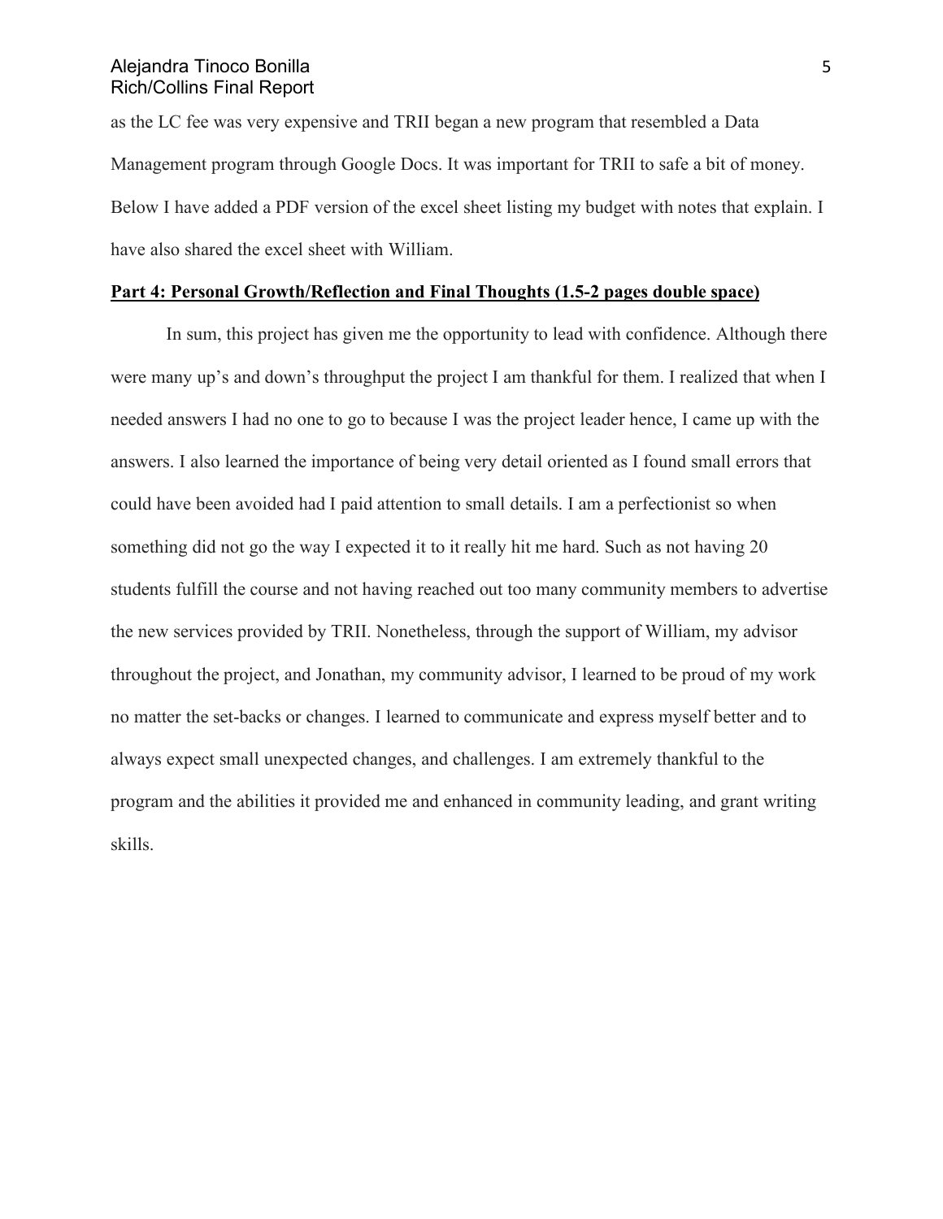as the LC fee was very expensive and TRII began a new program that resembled a Data Management program through Google Docs. It was important for TRII to safe a bit of money. Below I have added a PDF version of the excel sheet listing my budget with notes that explain. I have also shared the excel sheet with William.

**Part 4: Personal Growth/Reflection and Final Thoughts (1.5-2 pages double space)**

In sum, this project has given me the opportunity to lead with confidence. Although there were many up's and down's throughput the project I am thankful for them. I realized that when I needed answers I had no one to go to because I was the project leader hence, I came up with the answers. I also learned the importance of being very detail oriented as I found small errors that could have been avoided had I paid attention to small details. I am a perfectionist so when something did not go the way I expected it to it really hit me hard. Such as not having 20 students fulfill the course and not having reached out too many community members to advertise the new services provided by TRII. Nonetheless, through the support of William, my advisor throughout the project, and Jonathan, my community advisor, I learned to be proud of my work no matter the set-backs or changes. I learned to communicate and express myself better and to always expect small unexpected changes, and challenges. I am extremely thankful to the program and the abilities it provided me and enhanced in community leading, and grant writing skills.